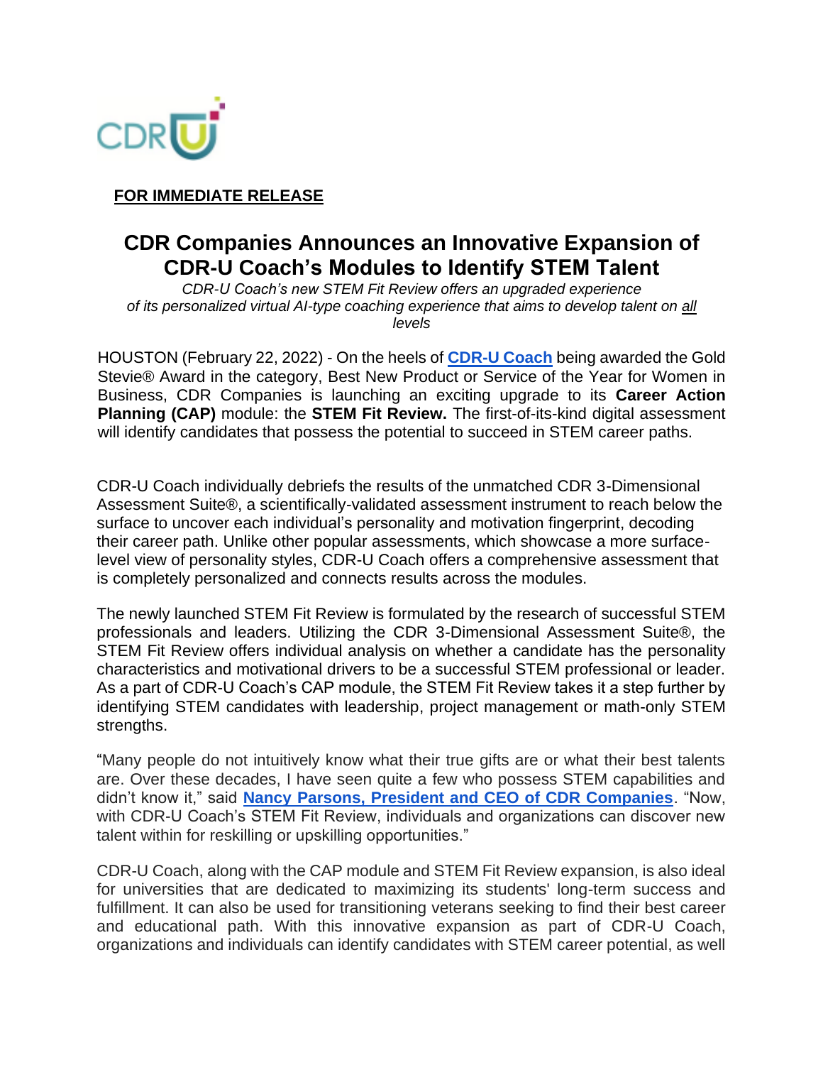CDR U

**FOR IMMEDIATE RELEASE**

# CDR Companies Announces an Innovative Expansion of CDR-U Coach's Modules to Identify STEM Talent

*CDR-U Coach's new STEM Fit Review offers an upgraded experience of its personalized virtual AI-type coaching experience that aims to develop talent on all levels*

HOUSTON (February 22, 2022) - On the heels of **CDR-U Coach** being awarded the Gold Stevie® Award in the category, Best New Product or Service of the Year for Women in Business, CDR Companies is launching an exciting upgrade to its **Career Action Planning (CAP)** module: the **STEM Fit Review.** The first-of-its-kind digital assessment will identify candidates that possess the potential to succeed in STEM career paths.

CDR-U Coach individually debriefs the results of the unmatched CDR 3-Dimensional Assessment Suite®, a scientifically-validated assessment instrument to reach below the surface to uncover each individual's personality and motivation fingerprint, decoding their career path. Unlike other popular assessments, which showcase a more surface-level view of personality styles, CDR-U Coach offers a comprehensive assessment that is completely personalized and connects results across the modules.

The newly launched STEM Fit Review is formulated by the research of successful STEM professionals and leaders. Utilizing the CDR 3-Dimensional Assessment Suite®, the STEM Fit Review offers individual analysis on whether a candidate has the personality characteristics and motivational drivers to be a successful STEM professional or leader. As a part of CDR-U Coach's CAP module, the STEM Fit Review takes it a step further by identifying STEM candidates with leadership, project management or math-only STEM strengths.

"Many people do not intuitively know what their true gifts are or what their best talents are. Over these decades, I have seen quite a few who possess STEM capabilities and didn't know it," said **Nancy Parsons, President and CEO of CDR Companies**. "Now, with CDR-U Coach's STEM Fit Review, individuals and organizations can discover new talent within for reskilling or upskilling opportunities."

CDR-U Coach, along with the CAP module and STEM Fit Review expansion, is also ideal for universities that are dedicated to maximizing its students' long-term success and fulfillment. It can also be used for transitioning veterans seeking to find their best career and educational path. With this innovative expansion as part of CDR-U Coach, organizations and individuals can identify candidates with STEM career potential, as well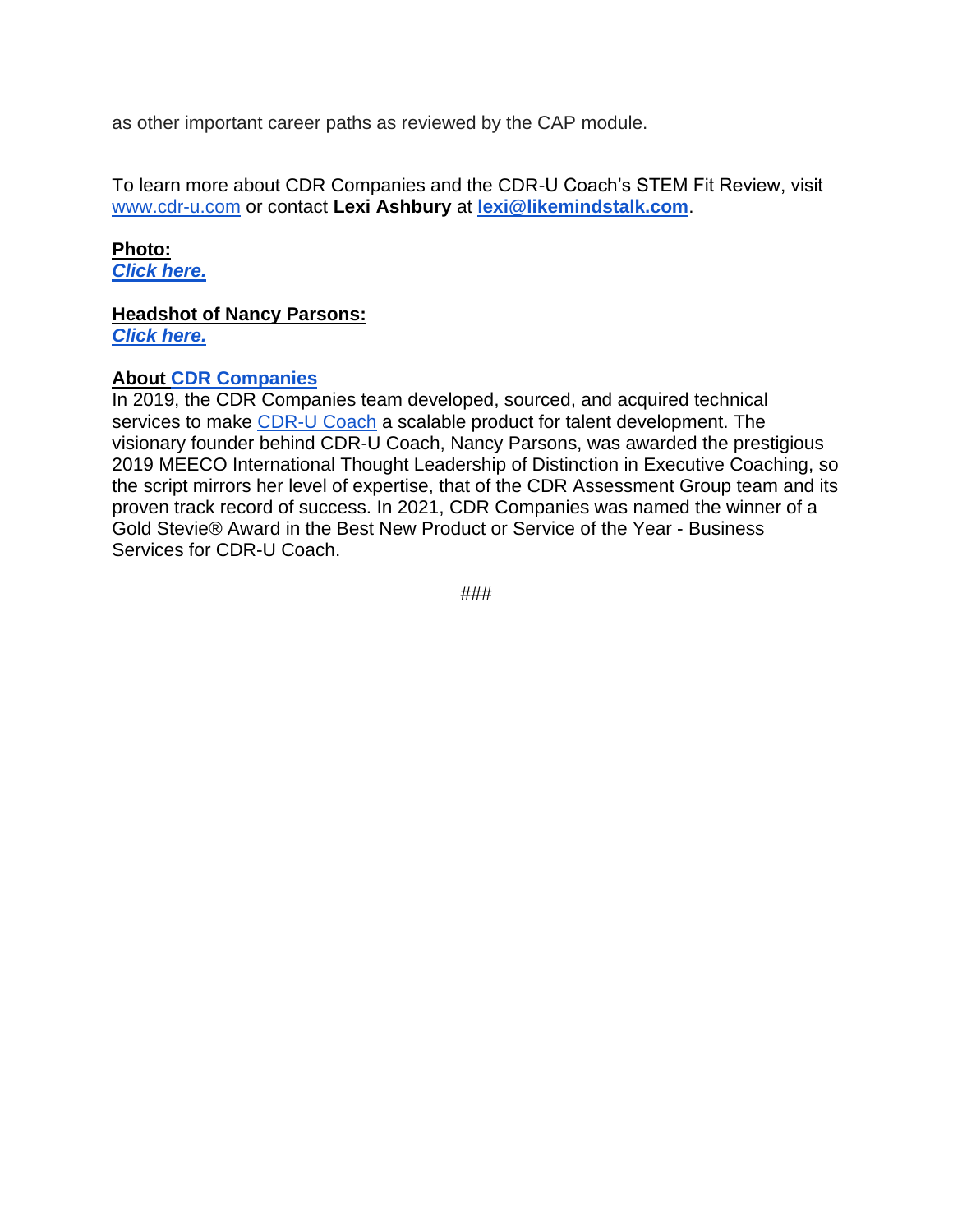as other important career paths as reviewed by the CAP module.

To learn more about CDR Companies and the CDR-U Coach's STEM Fit Review, visit www.cdr-u.com or contact **Lexi Ashbury** at **lexi@likemindstalk.com**.

**Photo:**
***Click here.***

**Headshot of Nancy Parsons:**
***Click here.***

**About CDR Companies**

In 2019, the CDR Companies team developed, sourced, and acquired technical services to make CDR-U Coach a scalable product for talent development. The visionary founder behind CDR-U Coach, Nancy Parsons, was awarded the prestigious 2019 MEECO International Thought Leadership of Distinction in Executive Coaching, so the script mirrors her level of expertise, that of the CDR Assessment Group team and its proven track record of success. In 2021, CDR Companies was named the winner of a Gold Stevie® Award in the Best New Product or Service of the Year - Business Services for CDR-U Coach.

###